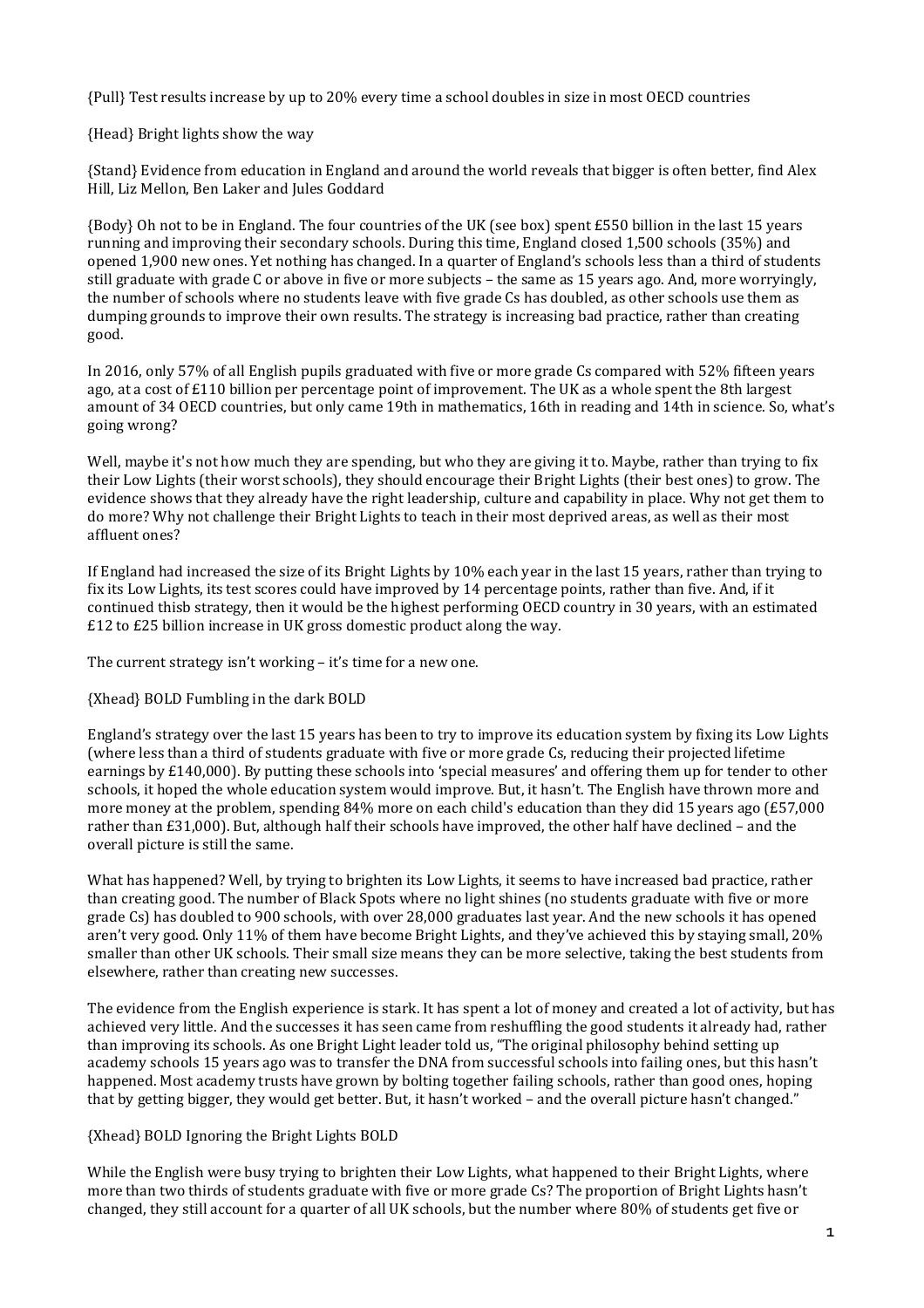{Pull} Test results increase by up to 20% every time a school doubles in size in most OECD countries

{Head} Bright lights show the way

{Stand} Evidence from education in England and around the world reveals that bigger is often better, find Alex Hill, Liz Mellon, Ben Laker and Jules Goddard

{Body} Oh not to be in England. The four countries of the UK (see box) spent £550 billion in the last 15 years running and improving their secondary schools. During this time, England closed 1,500 schools (35%) and opened 1,900 new ones. Yet nothing has changed. In a quarter of England's schools less than a third of students still graduate with grade C or above in five or more subjects – the same as 15 years ago. And, more worryingly, the number of schools where no students leave with five grade Cs has doubled, as other schools use them as dumping grounds to improve their own results. The strategy is increasing bad practice, rather than creating good.

In 2016, only 57% of all English pupils graduated with five or more grade Cs compared with 52% fifteen years ago, at a cost of £110 billion per percentage point of improvement. The UK as a whole spent the 8th largest amount of 34 OECD countries, but only came 19th in mathematics, 16th in reading and 14th in science. So, what's going wrong?

Well, maybe it's not how much they are spending, but who they are giving it to. Maybe, rather than trying to fix their Low Lights (their worst schools), they should encourage their Bright Lights (their best ones) to grow. The evidence shows that they already have the right leadership, culture and capability in place. Why not get them to do more? Why not challenge their Bright Lights to teach in their most deprived areas, as well as their most affluent ones?

If England had increased the size of its Bright Lights by 10% each year in the last 15 years, rather than trying to fix its Low Lights, its test scores could have improved by 14 percentage points, rather than five. And, if it continued thisb strategy, then it would be the highest performing OECD country in 30 years, with an estimated £12 to £25 billion increase in UK gross domestic product along the way.

The current strategy isn't working – it's time for a new one.

{Xhead} BOLD Fumbling in the dark BOLD

England's strategy over the last 15 years has been to try to improve its education system by fixing its Low Lights (where less than a third of students graduate with five or more grade Cs, reducing their projected lifetime earnings by £140,000). By putting these schools into 'special measures' and offering them up for tender to other schools, it hoped the whole education system would improve. But, it hasn't. The English have thrown more and more money at the problem, spending 84% more on each child's education than they did 15 years ago (£57,000 rather than £31,000). But, although half their schools have improved, the other half have declined – and the overall picture is still the same.

What has happened? Well, by trying to brighten its Low Lights, it seems to have increased bad practice, rather than creating good. The number of Black Spots where no light shines (no students graduate with five or more grade Cs) has doubled to 900 schools, with over 28,000 graduates last year. And the new schools it has opened aren't very good. Only 11% of them have become Bright Lights, and they've achieved this by staying small, 20% smaller than other UK schools. Their small size means they can be more selective, taking the best students from elsewhere, rather than creating new successes.

The evidence from the English experience is stark. It has spent a lot of money and created a lot of activity, but has achieved very little. And the successes it has seen came from reshuffling the good students it already had, rather than improving its schools. As one Bright Light leader told us, "The original philosophy behind setting up academy schools 15 years ago was to transfer the DNA from successful schools into failing ones, but this hasn't happened. Most academy trusts have grown by bolting together failing schools, rather than good ones, hoping that by getting bigger, they would get better. But, it hasn't worked – and the overall picture hasn't changed."

{Xhead} BOLD Ignoring the Bright Lights BOLD

While the English were busy trying to brighten their Low Lights, what happened to their Bright Lights, where more than two thirds of students graduate with five or more grade Cs? The proportion of Bright Lights hasn't changed, they still account for a quarter of all UK schools, but the number where 80% of students get five or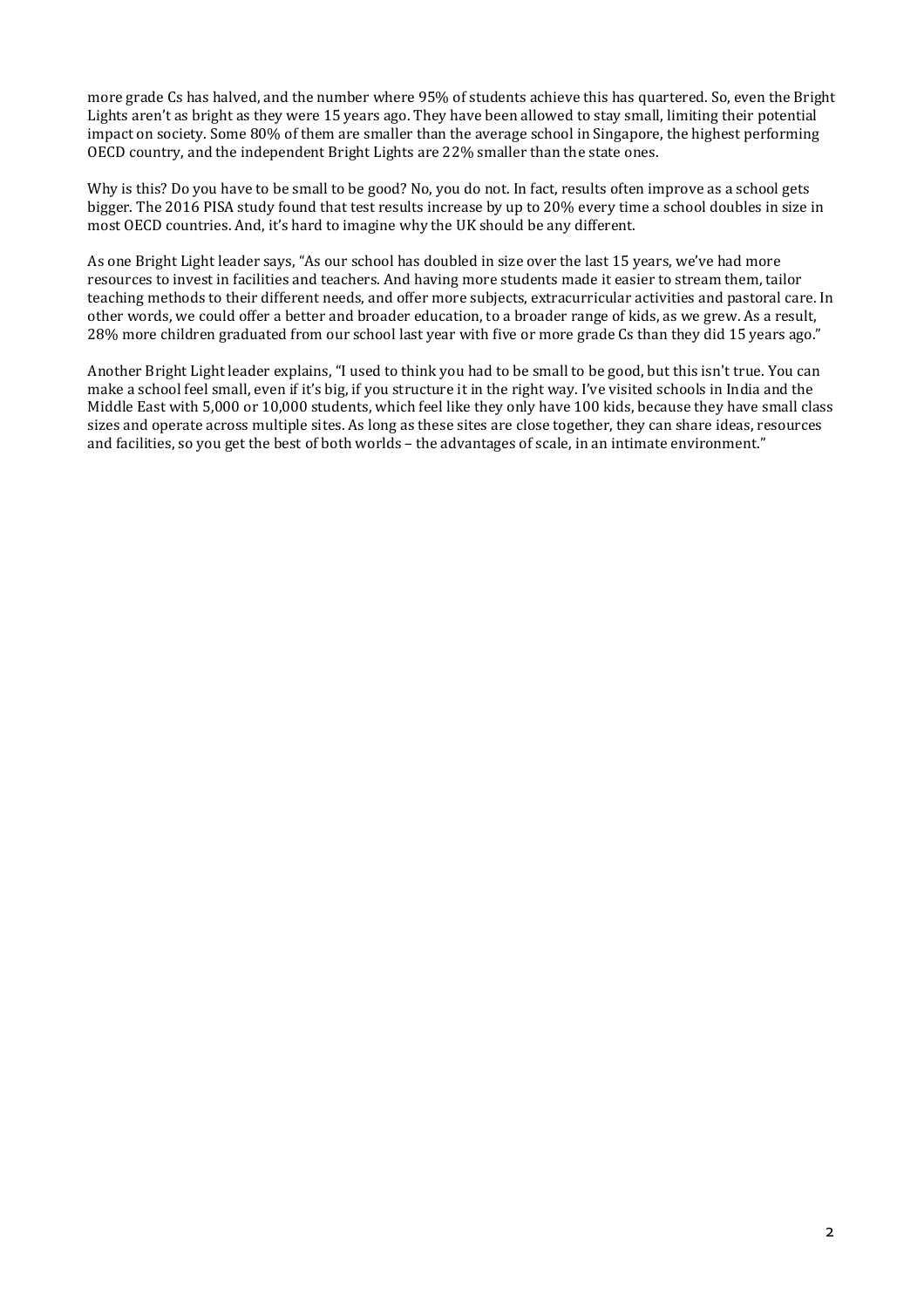more grade Cs has halved, and the number where 95% of students achieve this has quartered. So, even the Bright Lights aren't as bright as they were 15 years ago. They have been allowed to stay small, limiting their potential impact on society. Some 80% of them are smaller than the average school in Singapore, the highest performing OECD country, and the independent Bright Lights are 22% smaller than the state ones.

Why is this? Do you have to be small to be good? No, you do not. In fact, results often improve as a school gets bigger. The 2016 PISA study found that test results increase by up to 20% every time a school doubles in size in most OECD countries. And, it's hard to imagine why the UK should be any different.

As one Bright Light leader says, "As our school has doubled in size over the last 15 years, we've had more resources to invest in facilities and teachers. And having more students made it easier to stream them, tailor teaching methods to their different needs, and offer more subjects, extracurricular activities and pastoral care. In other words, we could offer a better and broader education, to a broader range of kids, as we grew. As a result, 28% more children graduated from our school last year with five or more grade Cs than they did 15 years ago."

Another Bright Light leader explains, "I used to think you had to be small to be good, but this isn't true. You can make a school feel small, even if it's big, if you structure it in the right way. I've visited schools in India and the Middle East with 5,000 or 10,000 students, which feel like they only have 100 kids, because they have small class sizes and operate across multiple sites. As long as these sites are close together, they can share ideas, resources and facilities, so you get the best of both worlds – the advantages of scale, in an intimate environment."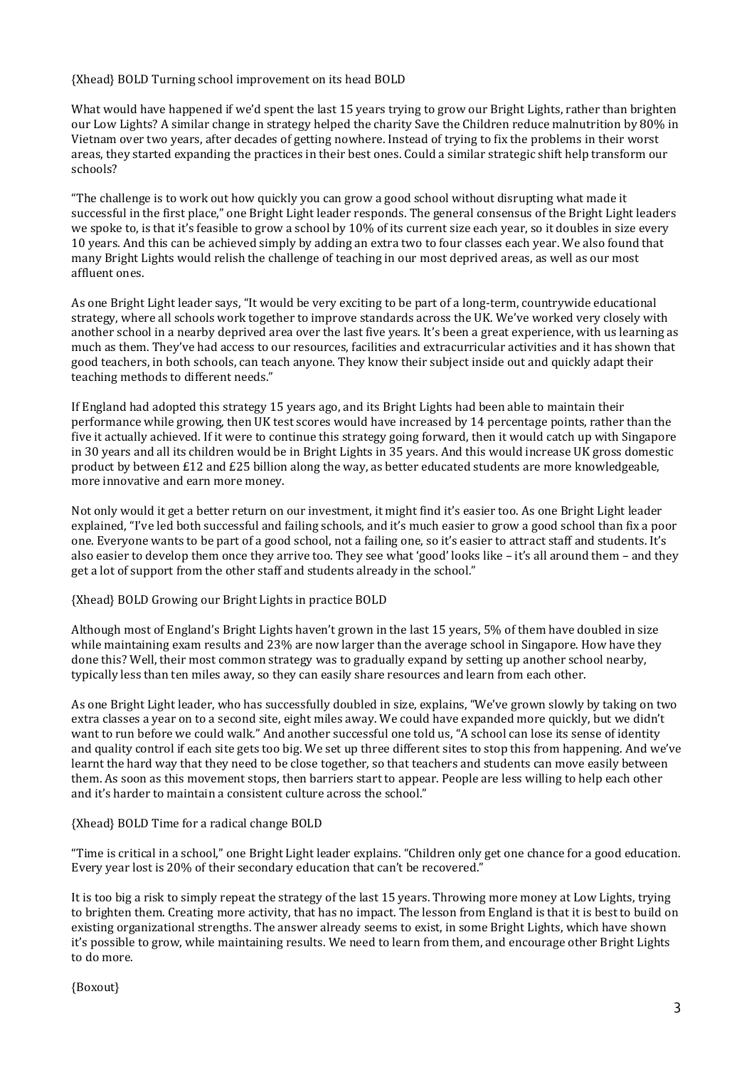{Xhead} BOLD Turning school improvement on its head BOLD

What would have happened if we'd spent the last 15 years trying to grow our Bright Lights, rather than brighten our Low Lights? A similar change in strategy helped the charity Save the Children reduce malnutrition by 80% in Vietnam over two years, after decades of getting nowhere. Instead of trying to fix the problems in their worst areas, they started expanding the practices in their best ones. Could a similar strategic shift help transform our schools?

"The challenge is to work out how quickly you can grow a good school without disrupting what made it successful in the first place," one Bright Light leader responds. The general consensus of the Bright Light leaders we spoke to, is that it's feasible to grow a school by 10% of its current size each year, so it doubles in size every 10 years. And this can be achieved simply by adding an extra two to four classes each year. We also found that many Bright Lights would relish the challenge of teaching in our most deprived areas, as well as our most affluent ones.

As one Bright Light leader says, "It would be very exciting to be part of a long-term, countrywide educational strategy, where all schools work together to improve standards across the UK. We've worked very closely with another school in a nearby deprived area over the last five years. It's been a great experience, with us learning as much as them. They've had access to our resources, facilities and extracurricular activities and it has shown that good teachers, in both schools, can teach anyone. They know their subject inside out and quickly adapt their teaching methods to different needs."

If England had adopted this strategy 15 years ago, and its Bright Lights had been able to maintain their performance while growing, then UK test scores would have increased by 14 percentage points, rather than the five it actually achieved. If it were to continue this strategy going forward, then it would catch up with Singapore in 30 years and all its children would be in Bright Lights in 35 years. And this would increase UK gross domestic product by between £12 and £25 billion along the way, as better educated students are more knowledgeable, more innovative and earn more money.

Not only would it get a better return on our investment, it might find it's easier too. As one Bright Light leader explained, "I've led both successful and failing schools, and it's much easier to grow a good school than fix a poor one. Everyone wants to be part of a good school, not a failing one, so it's easier to attract staff and students. It's also easier to develop them once they arrive too. They see what 'good' looks like – it's all around them – and they get a lot of support from the other staff and students already in the school."

{Xhead} BOLD Growing our Bright Lights in practice BOLD

Although most of England's Bright Lights haven't grown in the last 15 years, 5% of them have doubled in size while maintaining exam results and 23% are now larger than the average school in Singapore. How have they done this? Well, their most common strategy was to gradually expand by setting up another school nearby, typically less than ten miles away, so they can easily share resources and learn from each other.

As one Bright Light leader, who has successfully doubled in size, explains, "We've grown slowly by taking on two extra classes a year on to a second site, eight miles away. We could have expanded more quickly, but we didn't want to run before we could walk." And another successful one told us, "A school can lose its sense of identity and quality control if each site gets too big. We set up three different sites to stop this from happening. And we've learnt the hard way that they need to be close together, so that teachers and students can move easily between them. As soon as this movement stops, then barriers start to appear. People are less willing to help each other and it's harder to maintain a consistent culture across the school."

{Xhead} BOLD Time for a radical change BOLD

"Time is critical in a school," one Bright Light leader explains. "Children only get one chance for a good education. Every year lost is 20% of their secondary education that can't be recovered."

It is too big a risk to simply repeat the strategy of the last 15 years. Throwing more money at Low Lights, trying to brighten them. Creating more activity, that has no impact. The lesson from England is that it is best to build on existing organizational strengths. The answer already seems to exist, in some Bright Lights, which have shown it's possible to grow, while maintaining results. We need to learn from them, and encourage other Bright Lights to do more.

{Boxout}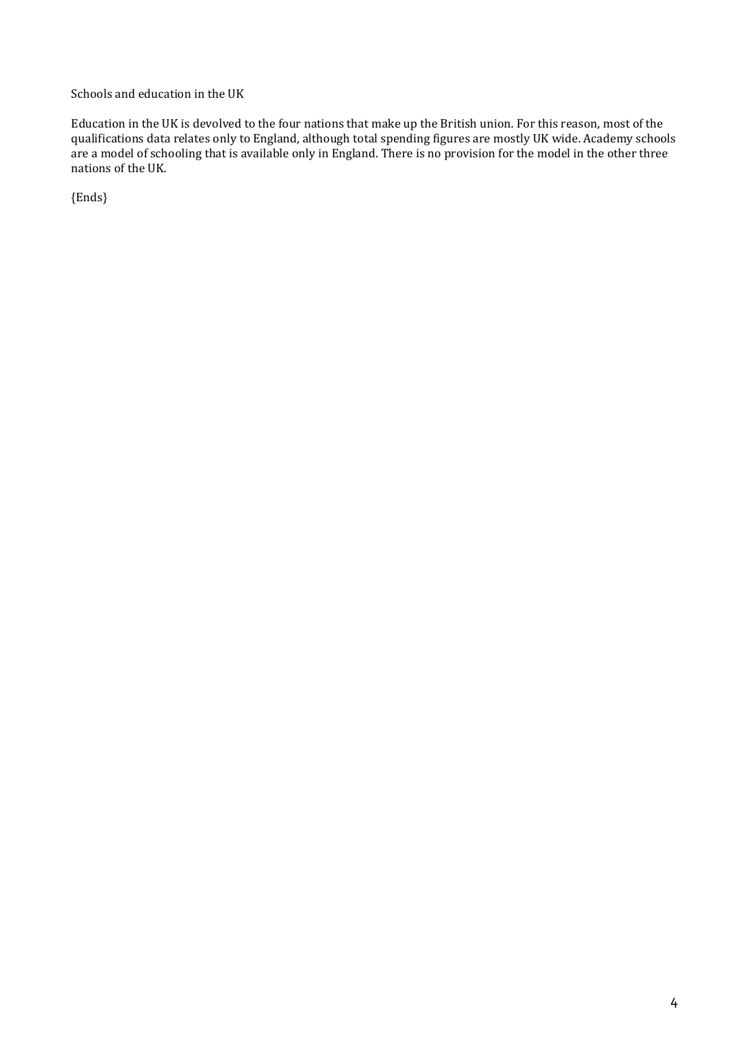Schools and education in the UK

Education in the UK is devolved to the four nations that make up the British union. For this reason, most of the qualifications data relates only to England, although total spending figures are mostly UK wide. Academy schools are a model of schooling that is available only in England. There is no provision for the model in the other three nations of the UK.

{Ends}